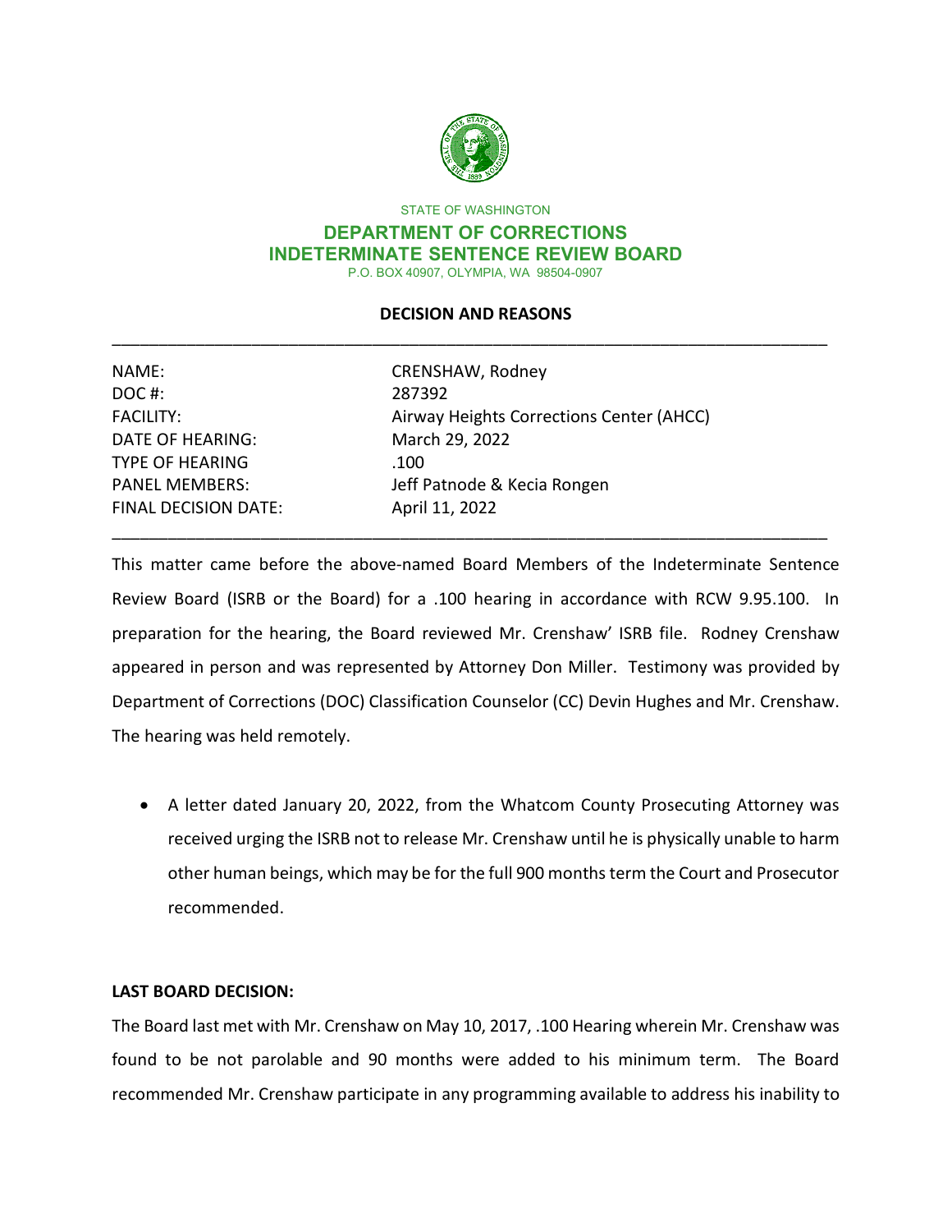STATE OF WASHINGTON

**DEPARTMENT OF CORRECTIONS**
**INDETERMINATE SENTENCE REVIEW BOARD**

P.O. BOX 40907, OLYMPIA, WA 98504-0907

## DECISION AND REASONS

| | |
|---|---|
| NAME: | CRENSHAW, Rodney |
| DOC #: | 287392 |
| FACILITY: | Airway Heights Corrections Center (AHCC) |
| DATE OF HEARING: | March 29, 2022 |
| TYPE OF HEARING | .100 |
| PANEL MEMBERS: | Jeff Patnode & Kecia Rongen |
| FINAL DECISION DATE: | April 11, 2022 |

This matter came before the above-named Board Members of the Indeterminate Sentence Review Board (ISRB or the Board) for a .100 hearing in accordance with RCW 9.95.100. In preparation for the hearing, the Board reviewed Mr. Crenshaw' ISRB file. Rodney Crenshaw appeared in person and was represented by Attorney Don Miller. Testimony was provided by Department of Corrections (DOC) Classification Counselor (CC) Devin Hughes and Mr. Crenshaw. The hearing was held remotely.

- A letter dated January 20, 2022, from the Whatcom County Prosecuting Attorney was received urging the ISRB not to release Mr. Crenshaw until he is physically unable to harm other human beings, which may be for the full 900 months term the Court and Prosecutor recommended.

**LAST BOARD DECISION:**

The Board last met with Mr. Crenshaw on May 10, 2017, .100 Hearing wherein Mr. Crenshaw was found to be not parolable and 90 months were added to his minimum term. The Board recommended Mr. Crenshaw participate in any programming available to address his inability to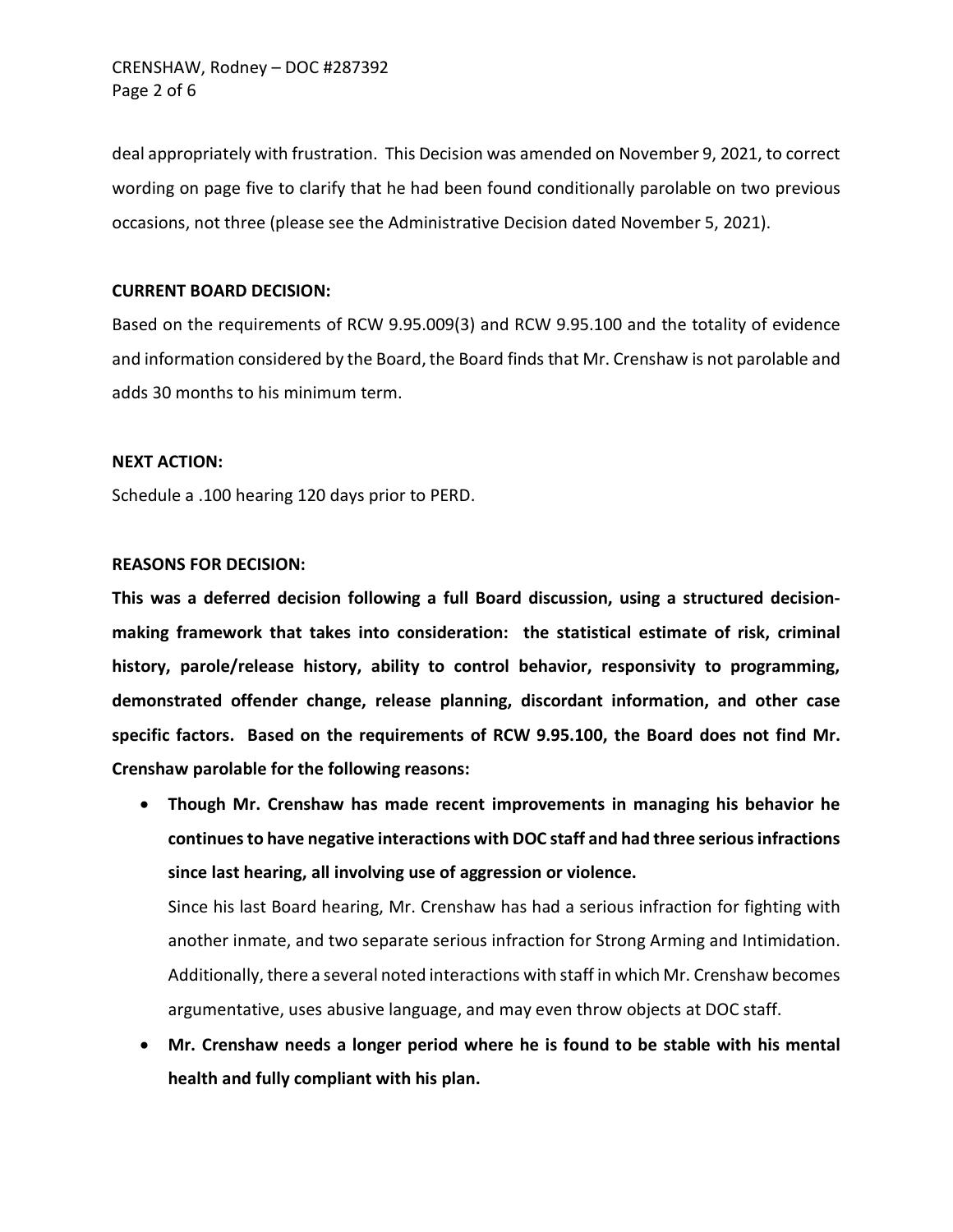deal appropriately with frustration. This Decision was amended on November 9, 2021, to correct wording on page five to clarify that he had been found conditionally parolable on two previous occasions, not three (please see the Administrative Decision dated November 5, 2021).

**CURRENT BOARD DECISION:**

Based on the requirements of RCW 9.95.009(3) and RCW 9.95.100 and the totality of evidence and information considered by the Board, the Board finds that Mr. Crenshaw is not parolable and adds 30 months to his minimum term.

**NEXT ACTION:**

Schedule a .100 hearing 120 days prior to PERD.

**REASONS FOR DECISION:**

**This was a deferred decision following a full Board discussion, using a structured decision-making framework that takes into consideration: the statistical estimate of risk, criminal history, parole/release history, ability to control behavior, responsivity to programming, demonstrated offender change, release planning, discordant information, and other case specific factors. Based on the requirements of RCW 9.95.100, the Board does not find Mr. Crenshaw parolable for the following reasons:**

- **Though Mr. Crenshaw has made recent improvements in managing his behavior he continues to have negative interactions with DOC staff and had three serious infractions since last hearing, all involving use of aggression or violence.**

  Since his last Board hearing, Mr. Crenshaw has had a serious infraction for fighting with another inmate, and two separate serious infraction for Strong Arming and Intimidation. Additionally, there a several noted interactions with staff in which Mr. Crenshaw becomes argumentative, uses abusive language, and may even throw objects at DOC staff.

- **Mr. Crenshaw needs a longer period where he is found to be stable with his mental health and fully compliant with his plan.**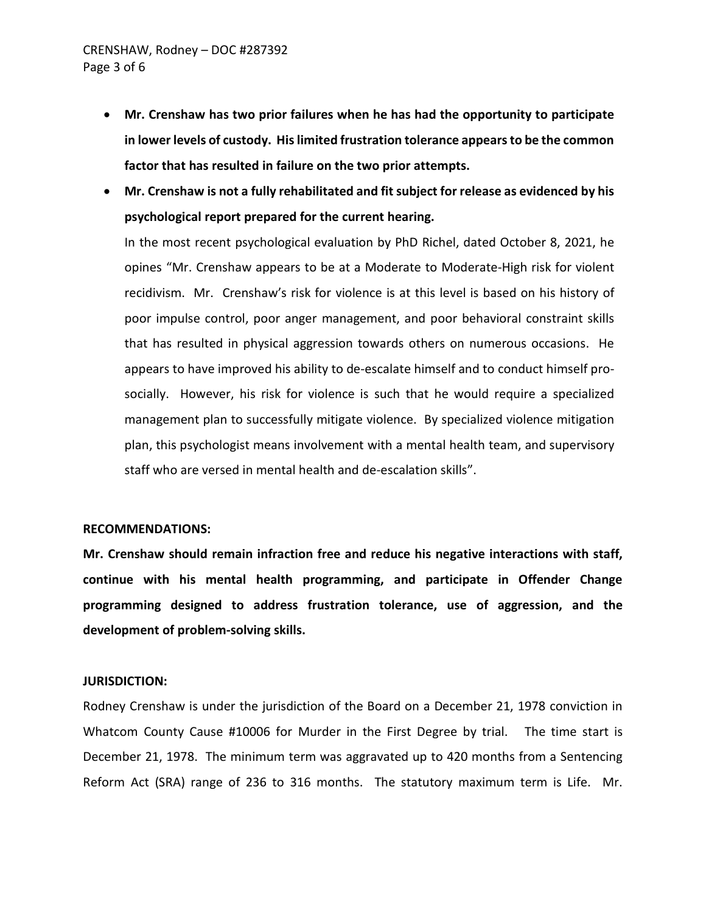- **Mr. Crenshaw has two prior failures when he has had the opportunity to participate in lower levels of custody. His limited frustration tolerance appears to be the common factor that has resulted in failure on the two prior attempts.**
- **Mr. Crenshaw is not a fully rehabilitated and fit subject for release as evidenced by his psychological report prepared for the current hearing.**

  In the most recent psychological evaluation by PhD Richel, dated October 8, 2021, he opines "Mr. Crenshaw appears to be at a Moderate to Moderate-High risk for violent recidivism. Mr. Crenshaw's risk for violence is at this level is based on his history of poor impulse control, poor anger management, and poor behavioral constraint skills that has resulted in physical aggression towards others on numerous occasions. He appears to have improved his ability to de-escalate himself and to conduct himself pro-socially. However, his risk for violence is such that he would require a specialized management plan to successfully mitigate violence. By specialized violence mitigation plan, this psychologist means involvement with a mental health team, and supervisory staff who are versed in mental health and de-escalation skills".

**RECOMMENDATIONS:**

**Mr. Crenshaw should remain infraction free and reduce his negative interactions with staff, continue with his mental health programming, and participate in Offender Change programming designed to address frustration tolerance, use of aggression, and the development of problem-solving skills.**

**JURISDICTION:**

Rodney Crenshaw is under the jurisdiction of the Board on a December 21, 1978 conviction in Whatcom County Cause #10006 for Murder in the First Degree by trial. The time start is December 21, 1978. The minimum term was aggravated up to 420 months from a Sentencing Reform Act (SRA) range of 236 to 316 months. The statutory maximum term is Life. Mr.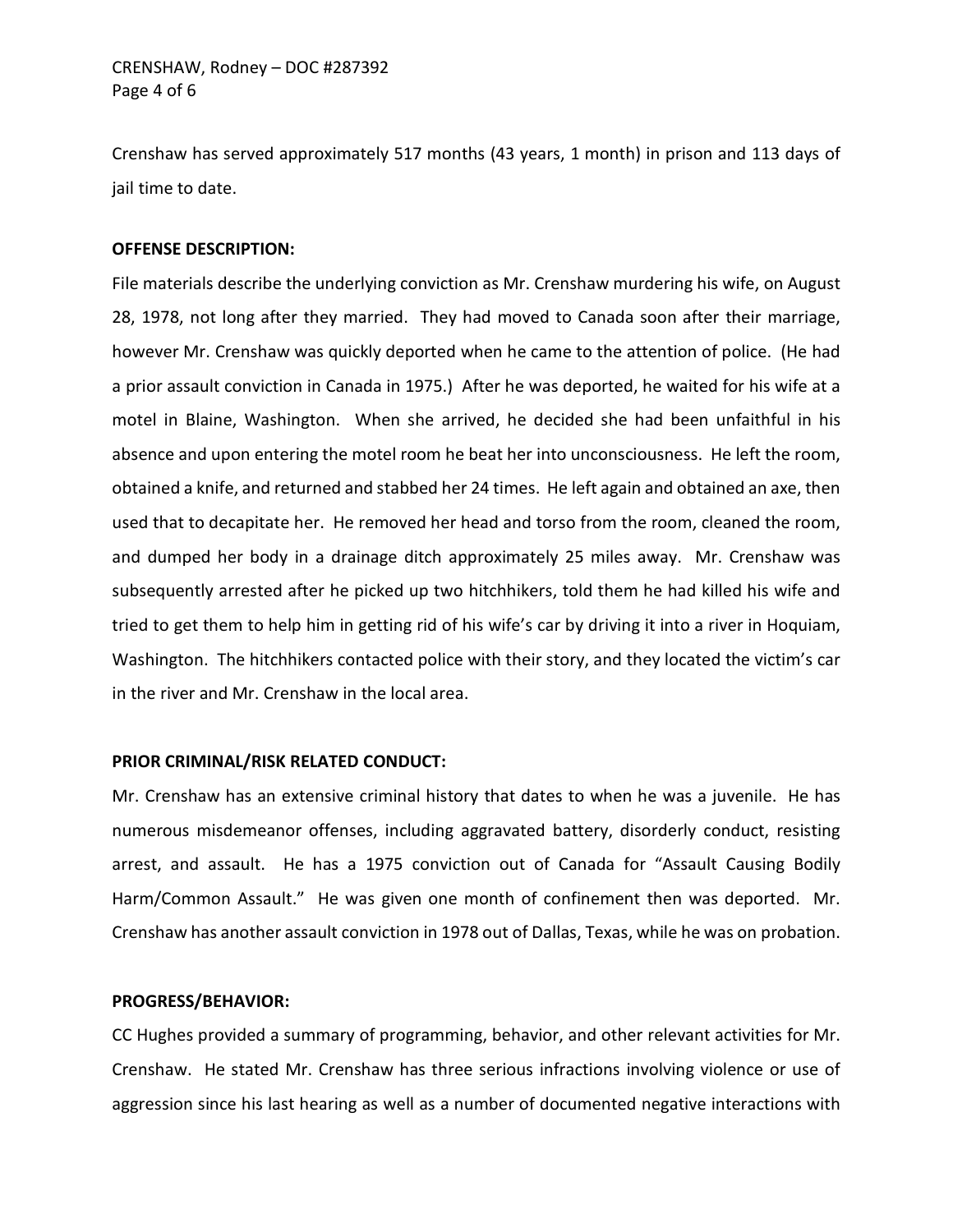Crenshaw has served approximately 517 months (43 years, 1 month) in prison and 113 days of jail time to date.

**OFFENSE DESCRIPTION:**

File materials describe the underlying conviction as Mr. Crenshaw murdering his wife, on August 28, 1978, not long after they married. They had moved to Canada soon after their marriage, however Mr. Crenshaw was quickly deported when he came to the attention of police. (He had a prior assault conviction in Canada in 1975.) After he was deported, he waited for his wife at a motel in Blaine, Washington. When she arrived, he decided she had been unfaithful in his absence and upon entering the motel room he beat her into unconsciousness. He left the room, obtained a knife, and returned and stabbed her 24 times. He left again and obtained an axe, then used that to decapitate her. He removed her head and torso from the room, cleaned the room, and dumped her body in a drainage ditch approximately 25 miles away. Mr. Crenshaw was subsequently arrested after he picked up two hitchhikers, told them he had killed his wife and tried to get them to help him in getting rid of his wife's car by driving it into a river in Hoquiam, Washington. The hitchhikers contacted police with their story, and they located the victim's car in the river and Mr. Crenshaw in the local area.

**PRIOR CRIMINAL/RISK RELATED CONDUCT:**

Mr. Crenshaw has an extensive criminal history that dates to when he was a juvenile. He has numerous misdemeanor offenses, including aggravated battery, disorderly conduct, resisting arrest, and assault. He has a 1975 conviction out of Canada for "Assault Causing Bodily Harm/Common Assault." He was given one month of confinement then was deported. Mr. Crenshaw has another assault conviction in 1978 out of Dallas, Texas, while he was on probation.

**PROGRESS/BEHAVIOR:**

CC Hughes provided a summary of programming, behavior, and other relevant activities for Mr. Crenshaw. He stated Mr. Crenshaw has three serious infractions involving violence or use of aggression since his last hearing as well as a number of documented negative interactions with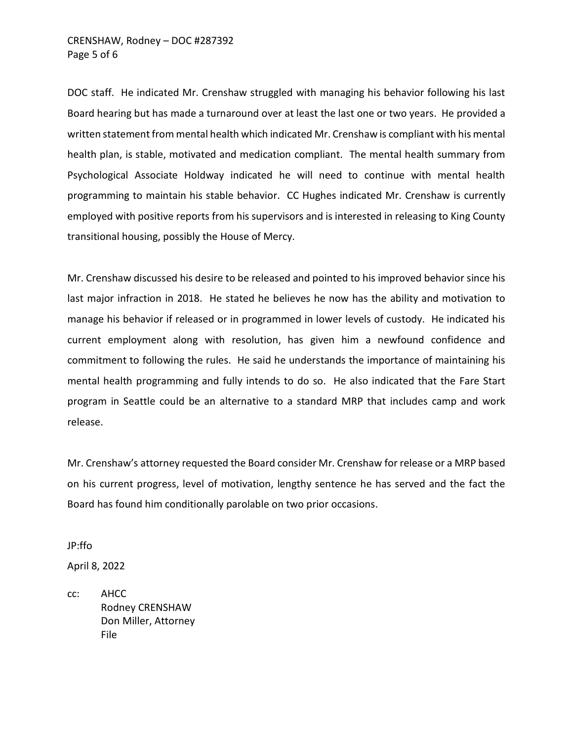DOC staff. He indicated Mr. Crenshaw struggled with managing his behavior following his last Board hearing but has made a turnaround over at least the last one or two years. He provided a written statement from mental health which indicated Mr. Crenshaw is compliant with his mental health plan, is stable, motivated and medication compliant. The mental health summary from Psychological Associate Holdway indicated he will need to continue with mental health programming to maintain his stable behavior. CC Hughes indicated Mr. Crenshaw is currently employed with positive reports from his supervisors and is interested in releasing to King County transitional housing, possibly the House of Mercy.

Mr. Crenshaw discussed his desire to be released and pointed to his improved behavior since his last major infraction in 2018. He stated he believes he now has the ability and motivation to manage his behavior if released or in programmed in lower levels of custody. He indicated his current employment along with resolution, has given him a newfound confidence and commitment to following the rules. He said he understands the importance of maintaining his mental health programming and fully intends to do so. He also indicated that the Fare Start program in Seattle could be an alternative to a standard MRP that includes camp and work release.

Mr. Crenshaw's attorney requested the Board consider Mr. Crenshaw for release or a MRP based on his current progress, level of motivation, lengthy sentence he has served and the fact the Board has found him conditionally parolable on two prior occasions.

JP:ffo

April 8, 2022

cc: AHCC
Rodney CRENSHAW
Don Miller, Attorney
File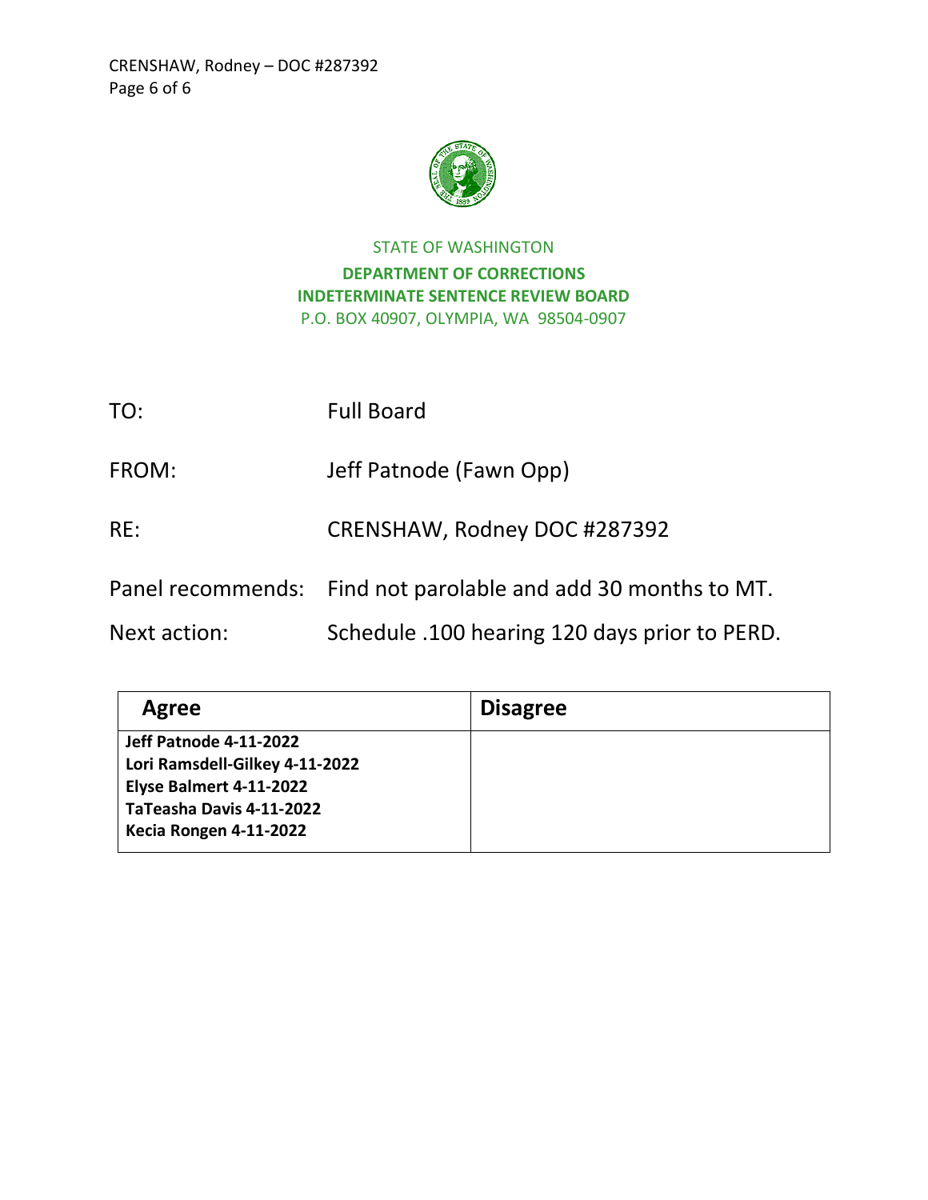STATE OF WASHINGTON

**DEPARTMENT OF CORRECTIONS**

**INDETERMINATE SENTENCE REVIEW BOARD**

P.O. BOX 40907, OLYMPIA, WA 98504-0907

TO: Full Board

FROM: Jeff Patnode (Fawn Opp)

RE: CRENSHAW, Rodney DOC #287392

Panel recommends: Find not parolable and add 30 months to MT.

Next action: Schedule .100 hearing 120 days prior to PERD.

| Agree | Disagree |
|---|---|
| **Jeff Patnode 4-11-2022**<br>**Lori Ramsdell-Gilkey 4-11-2022**<br>**Elyse Balmert 4-11-2022**<br>**TaTeasha Davis 4-11-2022**<br>**Kecia Rongen 4-11-2022** | |